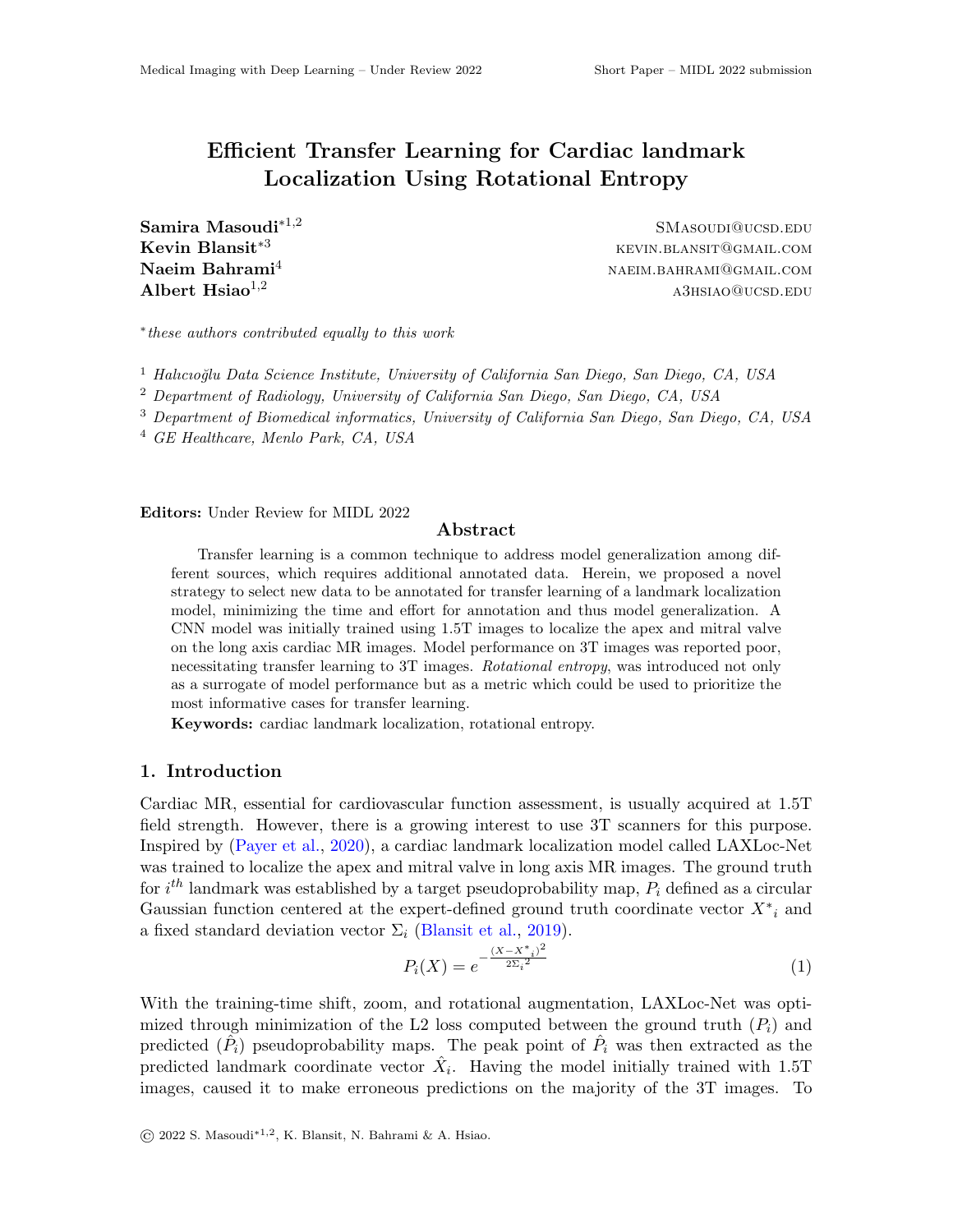# Efficient Transfer Learning for Cardiac landmark Localization Using Rotational Entropy

**Samira Masoudi**[*1,2] SMasoudi@ucsd.edu
**Kevin Blansit**[*3] kevin.blansit@gmail.com
**Naeim Bahrami**[4] naeim.bahrami@gmail.com
**Albert Hsiao**[1,2] a3hsiao@ucsd.edu

[*] *these authors contributed equally to this work*

[1] *Halıcıoğlu Data Science Institute, University of California San Diego, San Diego, CA, USA*
[2] *Department of Radiology, University of California San Diego, San Diego, CA, USA*
[3] *Department of Biomedical informatics, University of California San Diego, San Diego, CA, USA*
[4] *GE Healthcare, Menlo Park, CA, USA*

**Editors:** Under Review for MIDL 2022

## Abstract

Transfer learning is a common technique to address model generalization among different sources, which requires additional annotated data. Herein, we proposed a novel strategy to select new data to be annotated for transfer learning of a landmark localization model, minimizing the time and effort for annotation and thus model generalization. A CNN model was initially trained using 1.5T images to localize the apex and mitral valve on the long axis cardiac MR images. Model performance on 3T images was reported poor, necessitating transfer learning to 3T images. *Rotational entropy*, was introduced not only as a surrogate of model performance but as a metric which could be used to prioritize the most informative cases for transfer learning.

**Keywords:** cardiac landmark localization, rotational entropy.

## 1. Introduction

Cardiac MR, essential for cardiovascular function assessment, is usually acquired at 1.5T field strength. However, there is a growing interest to use 3T scanners for this purpose. Inspired by (Payer et al., 2020), a cardiac landmark localization model called LAXLoc-Net was trained to localize the apex and mitral valve in long axis MR images. The ground truth for $i^{th}$ landmark was established by a target pseudoprobability map, $P_i$ defined as a circular Gaussian function centered at the expert-defined ground truth coordinate vector ${X^*}_i$ and a fixed standard deviation vector $\Sigma_i$ (Blansit et al., 2019).

$$P_i(X) = e^{-\frac{(X-{X^*}_i)^2}{2{\Sigma_i}^2}} \tag{1}$$

With the training-time shift, zoom, and rotational augmentation, LAXLoc-Net was optimized through minimization of the L2 loss computed between the ground truth ($P_i$) and predicted ($\hat{P}_i$) pseudoprobability maps. The peak point of $\hat{P}_i$ was then extracted as the predicted landmark coordinate vector $\hat{X}_i$. Having the model initially trained with 1.5T images, caused it to make erroneous predictions on the majority of the 3T images. To

© 2022 S. Masoudi[*1,2], K. Blansit, N. Bahrami & A. Hsiao.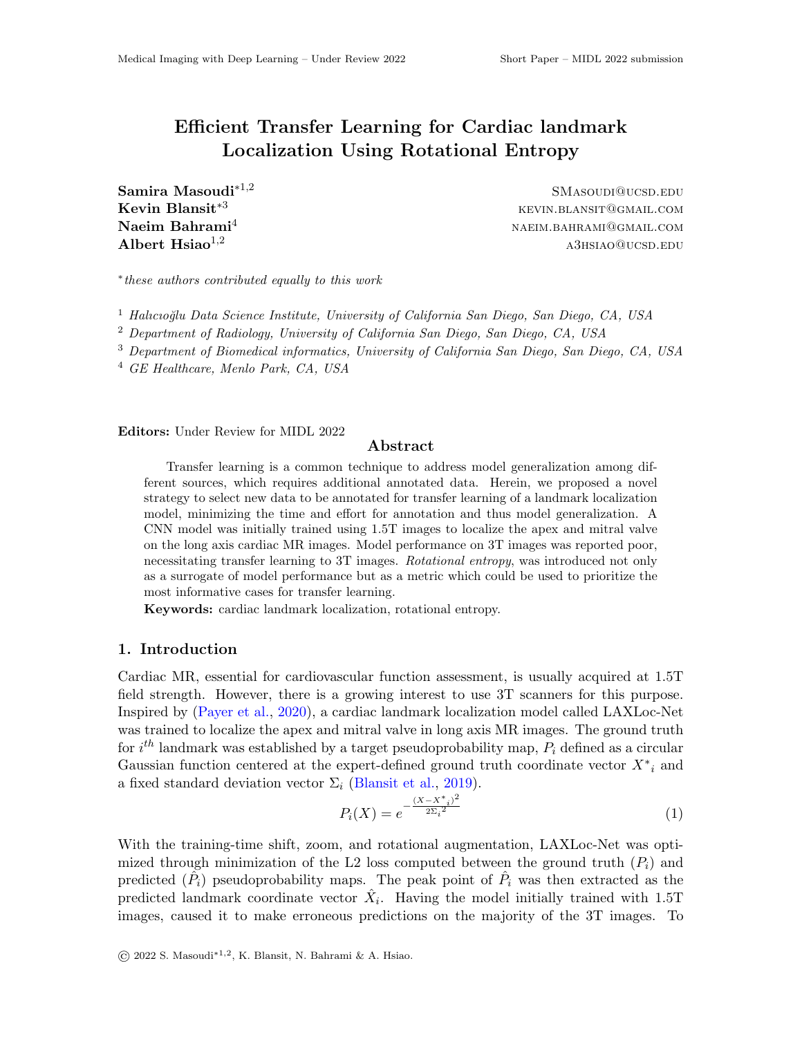# Efficient Transfer Learning for Cardiac landmark Localization Using Rotational Entropy

**Samira Masoudi**[*1,2] SMasoudi@ucsd.edu
**Kevin Blansit**[*3] kevin.blansit@gmail.com
**Naeim Bahrami**[4] naeim.bahrami@gmail.com
**Albert Hsiao**[1,2] a3hsiao@ucsd.edu

[*] *these authors contributed equally to this work*

[1] *Halıcıoğlu Data Science Institute, University of California San Diego, San Diego, CA, USA*
[2] *Department of Radiology, University of California San Diego, San Diego, CA, USA*
[3] *Department of Biomedical informatics, University of California San Diego, San Diego, CA, USA*
[4] *GE Healthcare, Menlo Park, CA, USA*

**Editors:** Under Review for MIDL 2022

## Abstract

Transfer learning is a common technique to address model generalization among different sources, which requires additional annotated data. Herein, we proposed a novel strategy to select new data to be annotated for transfer learning of a landmark localization model, minimizing the time and effort for annotation and thus model generalization. A CNN model was initially trained using 1.5T images to localize the apex and mitral valve on the long axis cardiac MR images. Model performance on 3T images was reported poor, necessitating transfer learning to 3T images. *Rotational entropy*, was introduced not only as a surrogate of model performance but as a metric which could be used to prioritize the most informative cases for transfer learning.

**Keywords:** cardiac landmark localization, rotational entropy.

## 1. Introduction

Cardiac MR, essential for cardiovascular function assessment, is usually acquired at 1.5T field strength. However, there is a growing interest to use 3T scanners for this purpose. Inspired by (Payer et al., 2020), a cardiac landmark localization model called LAXLoc-Net was trained to localize the apex and mitral valve in long axis MR images. The ground truth for $i^{th}$ landmark was established by a target pseudoprobability map, $P_i$ defined as a circular Gaussian function centered at the expert-defined ground truth coordinate vector ${X^*}_i$ and a fixed standard deviation vector $\Sigma_i$ (Blansit et al., 2019).

$$P_i(X) = e^{-\frac{(X - {X^*}_i)^2}{2{\Sigma_i}^2}} \tag{1}$$

With the training-time shift, zoom, and rotational augmentation, LAXLoc-Net was optimized through minimization of the L2 loss computed between the ground truth ($P_i$) and predicted ($\hat{P}_i$) pseudoprobability maps. The peak point of $\hat{P}_i$ was then extracted as the predicted landmark coordinate vector $\hat{X}_i$. Having the model initially trained with 1.5T images, caused it to make erroneous predictions on the majority of the 3T images. To

© 2022 S. Masoudi[*1,2], K. Blansit, N. Bahrami & A. Hsiao.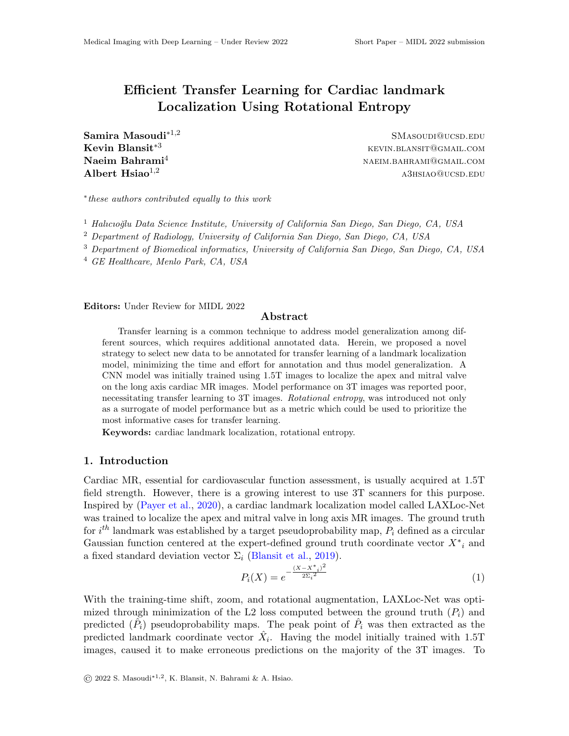# Efficient Transfer Learning for Cardiac landmark Localization Using Rotational Entropy

**Samira Masoudi**[*1,2] SMasoudi@ucsd.edu
**Kevin Blansit**[*3] kevin.blansit@gmail.com
**Naeim Bahrami**[4] naeim.bahrami@gmail.com
**Albert Hsiao**[1,2] a3hsiao@ucsd.edu

[*] *these authors contributed equally to this work*

[1] *Halıcıoğlu Data Science Institute, University of California San Diego, San Diego, CA, USA*
[2] *Department of Radiology, University of California San Diego, San Diego, CA, USA*
[3] *Department of Biomedical informatics, University of California San Diego, San Diego, CA, USA*
[4] *GE Healthcare, Menlo Park, CA, USA*

**Editors:** Under Review for MIDL 2022

## Abstract

Transfer learning is a common technique to address model generalization among different sources, which requires additional annotated data. Herein, we proposed a novel strategy to select new data to be annotated for transfer learning of a landmark localization model, minimizing the time and effort for annotation and thus model generalization. A CNN model was initially trained using 1.5T images to localize the apex and mitral valve on the long axis cardiac MR images. Model performance on 3T images was reported poor, necessitating transfer learning to 3T images. *Rotational entropy*, was introduced not only as a surrogate of model performance but as a metric which could be used to prioritize the most informative cases for transfer learning.

**Keywords:** cardiac landmark localization, rotational entropy.

## 1. Introduction

Cardiac MR, essential for cardiovascular function assessment, is usually acquired at 1.5T field strength. However, there is a growing interest to use 3T scanners for this purpose. Inspired by (Payer et al., 2020), a cardiac landmark localization model called LAXLoc-Net was trained to localize the apex and mitral valve in long axis MR images. The ground truth for $i^{th}$ landmark was established by a target pseudoprobability map, $P_i$ defined as a circular Gaussian function centered at the expert-defined ground truth coordinate vector ${X^*}_i$ and a fixed standard deviation vector $\Sigma_i$ (Blansit et al., 2019).

$$P_i(X) = e^{-\frac{(X-{X^*}_i)^2}{2{\Sigma_i}^2}} \tag{1}$$

With the training-time shift, zoom, and rotational augmentation, LAXLoc-Net was optimized through minimization of the L2 loss computed between the ground truth ($P_i$) and predicted ($\hat{P}_i$) pseudoprobability maps. The peak point of $\hat{P}_i$ was then extracted as the predicted landmark coordinate vector $\hat{X}_i$. Having the model initially trained with 1.5T images, caused it to make erroneous predictions on the majority of the 3T images. To

© 2022 S. Masoudi[*1,2], K. Blansit, N. Bahrami & A. Hsiao.